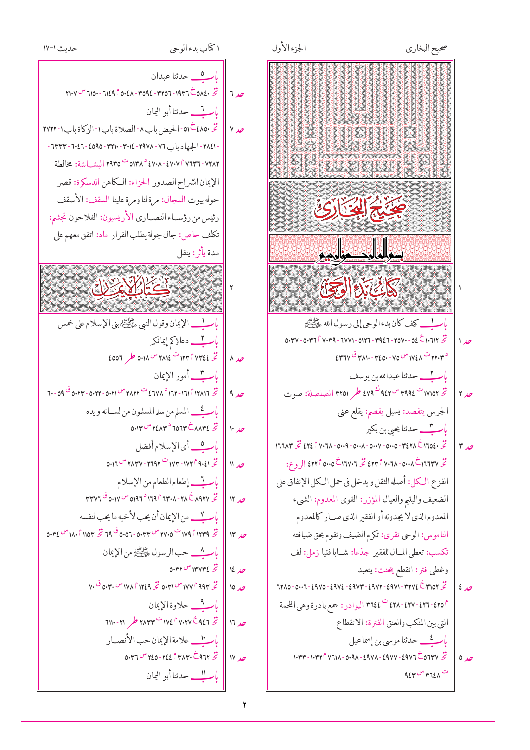# صحيح البخاري

بسم الله الرحمن الرحيم

## ١ كتاب بدء الوحي

باب ١ كيف كان بدء الوحي إلى رسول الله ﷺ

حد ١ تح ١٠٦١٢ خ ٥٤-٢٥٧٠-٣٩٤٢-٥١٢٦-٦٧٧١-٧٠٣٩ م ٥٠٣٦-٥٠٣٧ د ٢٢٠٣ س ١٧٤٨-٣٤٥٠-٣٧٥٧ ق ٣٨١٠-٤٣٦٧

باب ٢ حدثنا عبدالله بن يوسف

حد ٢ تح ١٧١٥٢ ت ٣٩٩٤ س ٩٤٢ ك ٤٧٩ ط ٣٢٥١ الصلصلة: صوت الجرس يتفصد: يسيل يفصم: يقلع عني

باب ٣ حدثنا يحيى بن بكير

حد ٣ تح ١٦٥٤٠ خ ٣٤٢٨-٥٠٠٥-٥٠٠٧-٥٠٠٨-٥٠٠٩-٧٠٦٨ م ٤٢٤ تح ١٦٦٨٣ تح ١٦٦٣٧ خ ٥٠٠٨-٧٠٦٨ م ٤٢٣ تح ١٦٧٠٦ خ ٥٠٠٥ م ٤٢٢ الروع: الفزع الكل: أصله الثقل ويدخل في حمل الكل الإنفاق على الضعيف واليتيم والعيال المؤزر: القوى المعدوم: الشيء المعدوم الذي لا يجدونه أو الفقير الذي صار كالمعدوم الناموس: الوحي تقرى: تكرم الضيف وتقوم بحق ضيافته تكسب: تعطي المال للفقير جذعا: شابا فتيا زمل: لف وغطي فتر: انقطع يتحنث: يتعبد

حد ٤ تح ٣١٥٢ خ ٣٢٧٤-٤٩٧١-٤٩٧٢-٤٩٧٣-٤٩٧٤-٤٩٧٥-٥٠٠٦-٦٢٨٥ م ٤٢٥-٤٢٦-٤٢٧-٤٢٨ ت ٣٦٤٤ البوادر: جمع بادرة وهي اللحمة التي بين المنكب والعنق الفترة: الانقطاع

باب ٤ حدثنا موسى بن إسماعيل

حد ٥ تح ٥٦٣٧ خ ٤٩٢٦-٤٩٧٧-٤٩٧٨-٥٠٩٨-٧٦١٨ م ١٠٣٢-١٠٣٣ ت ٣٦٤٨ س ٩٤٣

باب ٥ حدثنا عبدان

حد ٦ تح ٥٨٤٠ خ ١٩٣٦-٣٢٥٦-٣٥٩٤-٥٠٤٨ م ٦١٤٩-٦١٥٠ س ٢١٠٧

باب ٦ حدثنا أبو اليمان

حد ٧ تح ٤٨٥٠ خ ٥١-الحيض باب ٨-الصلاة باب ١-الزكاة باب ١-٢٧٢٢-٢٨٤١-الجهاد باب ٧٦-٢٩٧٨-٣٠١٤-٣٢١٠-٤٥٩٥-٦٠٤٦-٦٣٣٣-٧٢٨٢-٧٦٣٦ م ٤٧٠٧-٤٧٠٨ د ٥١٣٨ ت ٢٩٣٥ البشاشة: مخالطة الإيمان انشراح الصدور الحزاء: الكاهن الدسكرة: قصر حوله بيوت السجال: مرة لنا ومرة علينا السقف: الأسقف رئيس من رؤساء النصارى الأريسيون: الفلاحون تجشم: تكلف حاص: جال جولة يطلب الفرار ماد: اتفق معهم على مدة يأثر: ينقل

## ٢ كتاب الإيمان

باب ١ الإيمان وقول النبي ﷺ بني الإسلام على خمس

باب ٢ دعاؤكم إيمانكم

حد ٨ تح ٧٣٤٤ م ١٢٣ ت ٢٨١٤ س ٥٠١٨ ط ٤٥٥٦

باب ٣ أمور الإيمان

حد ٩ تح ١٢٨١٦ م ١٦١-١٦٢ د ٤٦٧٨ ت ٢٨٢٢ س ٥٠٢١-٥٠٢٢-٥٠٢٣ ق ٥٩-٦٠

باب ٤ المسلم من سلم المسلمون من لسانه ويده

حد ١٠ تح ٨٨٣٤ خ ٦٥٦٣ د ٢٤٨٣ س ٥٠١٣

باب ٥ أي الإسلام أفضل

حد ١١ تح ٩٠٤١ م ١٧٢-١٧٣ ت ٢٦٩٢-٢٨٣٧ س ٥٠١٦

باب ٦ إطعام الطعام من الإسلام

حد ١٢ تح ٨٩٣٧ خ ٢٨-٦٣٠٨ م ١٦٩ د ٥١٩٦ س ٥٠١٧ ق ٣٣٧٦

باب ٧ من الإيمان أن يحب لأخيه ما يحب لنفسه

حد ١٣ تح ١٢٣٩ م ١٧٩ ت ٢٧٠٥ س ٥٠٣٣-٥٠٥٦ ق ٦٩ تح ١١٥٣ م ١٨٠ س ٥٠٣٤

باب ٨ حب الرسول ﷺ من الإيمان

حد ١٤ تح ١٣٧٣٤ س ٥٠٣٢

حد ١٥ تح ٩٩٣ م ١٧٧ س ٥٠٣١ تح ١٢٤٩ م ١٧٨ س ٥٠٣٠ ق ٧٠

باب ٩ حلاوة الإيمان

حد ١٦ تح ٩٤٦ خ ٧٠٢٧ م ١٧٤ ت ٢٨٣٣ ط ٢١-٦١١٠

باب ١٠ علامة الإيمان حب الأنصار

حد ١٧ تح ٩٦٢ خ ٣٨٣٠ م ٢٤٤-٢٤٥ س ٥٠٣٦

باب ١١ حدثنا أبو اليمان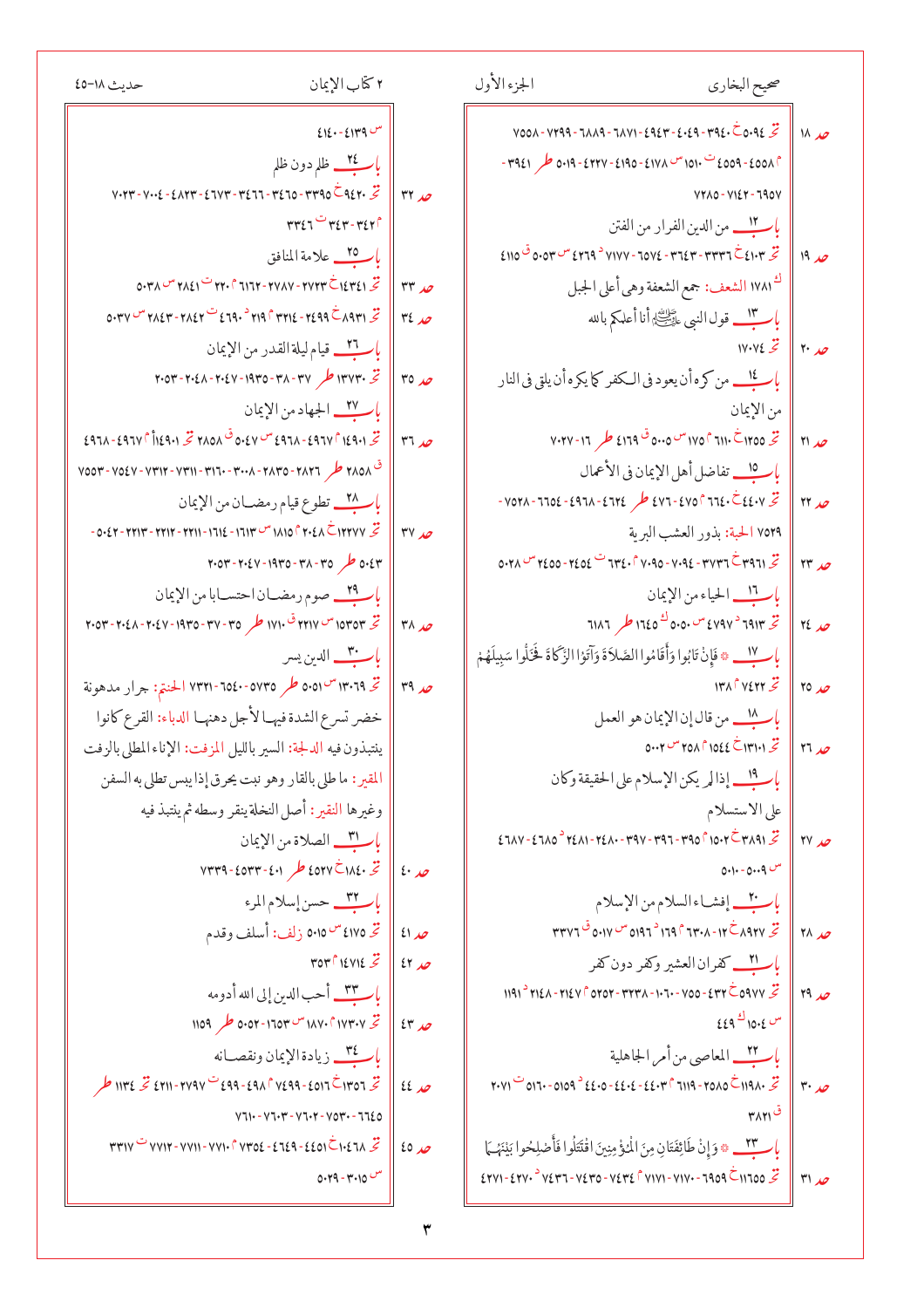حد ١٨ تخ ٥٠٩٤-٣٩٤٠-٤٠٤٩-٤٩٤٣-٦٨٧١-٦٨٨٩-٧٢٩٩-٧٥٥٨ م ٤٥٥٨-٤٥٥٩ ت ١٥١٠ س ٤١٧٨-٤١٩٥-٤٢٢٧-٥٠١٩ طر ٣٩٤١- ٦٦٥٧-٧١٤٢-٧٢٨٥

باب ١٢ من الدين الفرار من الفتن

حد ١٩ تخ ٤١٠٣-٣٣٣٦-٣٦٤٣-٦٥٧٤-٧١٧٧ د ٤٢٦٩ س ٥٠٥٣ ق ٤١١٥ ك ١٧٨١ الشعف: جمع الشعفة وهي أعلى الجبل

باب ١٣ قول النبي ﷺ أنا أعلمكم بالله

حد ٢٠ تخ ١٧٠٧٤

باب ١٤ من كره أن يعود في الكفر كما يكره أن يلقى في النار من الإيمان

حد ٢١ تخ ١٢٥٥ م ٦١١٠ س ١٧٥ ق ٥٠٠٥ طر ٤١٦٩ ١٦-٧٠٢٧

باب ١٥ تفاضل أهل الإيمان في الأعمال

حد ٢٢ تخ ٤٤٠٧ م ٦٦٤٠ س ٤٧٥ طر ٤٧٦-٤٦٢٤-٤٩٦٨-٦٦٥٤-٧٥٢٨-
٧٥٢٩ الحبة: بذور العشب البرية

حد ٢٣ تخ ٣٩٦١ م ٣٧٣٦-٧٠٩٤-٧٠٩٠ ت ٦٣٤٠ م ٢٤٥٤-٢٤٥٥ س ٥٠٢٨

باب ١٦ الحياء من الإيمان

حد ٢٤ تخ ٦٩١٣ د ٤٧٩٧ س ٥٠٥٠ ك ١٦٤٥ طر ٦١٨٦

باب ١٧ ﴿فَإِنْ تَابُوا وَأَقَامُوا الصَّلَاةَ وَآتَوُا الزَّكَاةَ فَخَلُّوا سَبِيلَهُمْ﴾

حد ٢٥ تخ ٧٤٢٢ م ١٣٨

باب ١٨ من قال إن الإيمان هو العمل

حد ٢٦ تخ ١٣١٠١ م ١٥٤٤ م ٢٥٨ س ٥٠٠٢

باب ١٩ إذا لم يكن الإسلام على الحقيقة وكان على الاستسلام

حد ٢٧ تخ ٣٨٩١ م ١٥٠٢ ٣٩٥-٣٩٦-٣٩٧-٢٤٨٠-٢٤٨١ د ٤٦٨٥-٤٦٨٧ س ٥٠٠٩-٥٠١٠

باب ٢٠ إفشاء السلام من الإسلام

حد ٢٨ تخ ٨٩٢٧ م ١٢-٦٣٠٨ د ١٦٩ ٥١٩٦ س ٥٠١٧ ق ٣٣٧٦

باب ٢١ كفران العشير وكفر دون كفر

حد ٢٩ تخ ٥٩٧٧ م ٤٣٢-٧٥٥-١٠٦٠-٣٢٣٨-٥٢٥٢ م ٢١٤٧-٢١٤٨ د ١١٩١ س ١٥٠٤ ك ٤٤٩

باب ٢٢ المعاصي من أمر الجاهلية

حد ٣٠ تخ ١١٩٨٠ م ٢٥٨٥-٦١١٩ م ٤٤٠٣-٤٤٠٤-٤٤٠٥ د ٥١٥٩-٥١٦٠ ت ٢٠٧١ ق ٣٨٢١

باب ٢٣ ﴿وَإِنْ طَائِفَتَانِ مِنَ الْمُؤْمِنِينَ اقْتَتَلُوا فَأَصْلِحُوا بَيْنَهُمَا﴾

حد ٣١ تخ ١١٦٥٥ م ٦٩٠٩-٧١٧٠-٧١٧١ م ٧٤٣٤-٧٤٣٥-٧٤٣٦ د ٤٢٧٠-٤٢٧١ س ٤١٣٩-٤١٤٠

باب ٢٤ ظلم دون ظلم

حد ٣٢ تخ ٩٤٢٠ م ٣٣٩٥-٣٤٢٥-٣٤٦٦-٤٦٧٣-٤٨٢٣-٧٠٠٤-٧٠٢٣ م ٣٤٢-٣٤٣ ت ٣٣٤٦

باب ٢٥ علامة المنافق

حد ٣٣ تخ ١٤٣٤١ م ٢٧٢٣-٢٧٨٧-٦١٦٢ م ٢٢٠ ت ٢٨٤١ س ٥٠٣٨

حد ٣٤ تخ ٨٩٣١ م ٢٤٩٩-٣١١٤ م ٢١٩ د ٤٦٩٠ ت ٢٨٤٢-٢٨٤٣ س ٥٠٣٧

باب ٢٦ قيام ليلة القدر من الإيمان

حد ٣٥ تخ ١٣٧٣٠ طر ٣٧-٣٨-١٩٣٥-٢٠٤٧-٢٠٤٨-٢٠٥٣

باب ٢٧ الجهاد من الإيمان

حد ٣٦ تخ ١٤٩٠١ م ٤٩٦٧-٤٩٦٨ س ٥٠٤٧ ق ٢٨٥٨ تخ ١٤٩٠١ م ٤٩٦٧-٤٩٦٨ ق ٢٨٥٨ طر ٢٨٢٦-٢٨٣٥-٣٠٠٨-٣١٦٠-٧٣١١-٧٣١٢-٧٤٥٧-٧٥٥٣

باب ٢٨ تطوع قيام رمضان من الإيمان

حد ٣٧ تخ ١٢٢٧٧ م ٢٠٤٨ م ١٨١٥ س ١٦١٣-١٦١٤-٢٢١١-٢٢١٢-٢٢١٣-٥٠٤٢- ٥٠٤٣ طر ٣٥-٣٨-١٩٣٥-٢٠٤٧-٢٠٥٣

باب ٢٩ صوم رمضان احتسابا من الإيمان

حد ٣٨ تخ ١٥٣٥٣ س ٢٢١٧ ق ١٧١٠ طر ٣٥-٣٧-١٩٣٥-٢٠٤٧-٢٠٤٨-٢٠٥٣

باب ٣٠ الدين يسر

حد ٣٩ تخ ١٣٠٦٩ س ٥٠٥١ طر ٥٧٣٥-٦٤٥٠-٧٣٢١ الحنتم: جرار مدهونة خضر تسرع الشدة فيها لأجل دهنها الدباء: القرع كانوا ينتبذون فيه الدلجة: السير بالليل المزفت: الإناء المطلي بالزفت المقير: ما طلي بالقار وهو نبت يحرق إذا يبس تطلى به السفن وغيرها النقير: أصل النخلة ينقر وسطه ثم ينتبذ فيه

باب ٣١ الصلاة من الإيمان

حد ٤٠ تخ ١٨٤٠ طر ٤٥٢٧ طر ٤٠١-٤٤٩٦-٥٣٣-٧٣٣٩

باب ٣٢ حسن إسلام المرء

حد ٤١ تخ ٤١٧٥ س ٥٠١٥ زلف: أسلف وقدم

حد ٤٢ تخ ١٤٧١٤ م ٣٥٣

باب ٣٣ أحب الدين إلى الله أدومه

حد ٤٣ تخ ١٧٣٠٧ م ١٨٧٠ س ١٦٥٣-٥٠٥٢ طر ١١٥٩

باب ٣٤ زيادة الإيمان ونقصانه

حد ٤٤ تخ ١٣٥٦ م ٤٥١٦-٤٩٩ م ٤٩٨-٤٩٩ ت ٢٥٩٧-٤٣١١ تخ ١١٣٤ طر ٦٦٤٥-٧٥٣٠-٧٦٠٢-٧٦٠٣-٧٦١٠

حد ٤٥ تخ ١٠٤٦٨ م ٤٤٥١-٤٦٤٩-٧٣٥٤ م ٧٧١٠-٧٧١١-٧٧١٢ ت ٣٣١٧ س ٣٠١٥-٥٠٢٩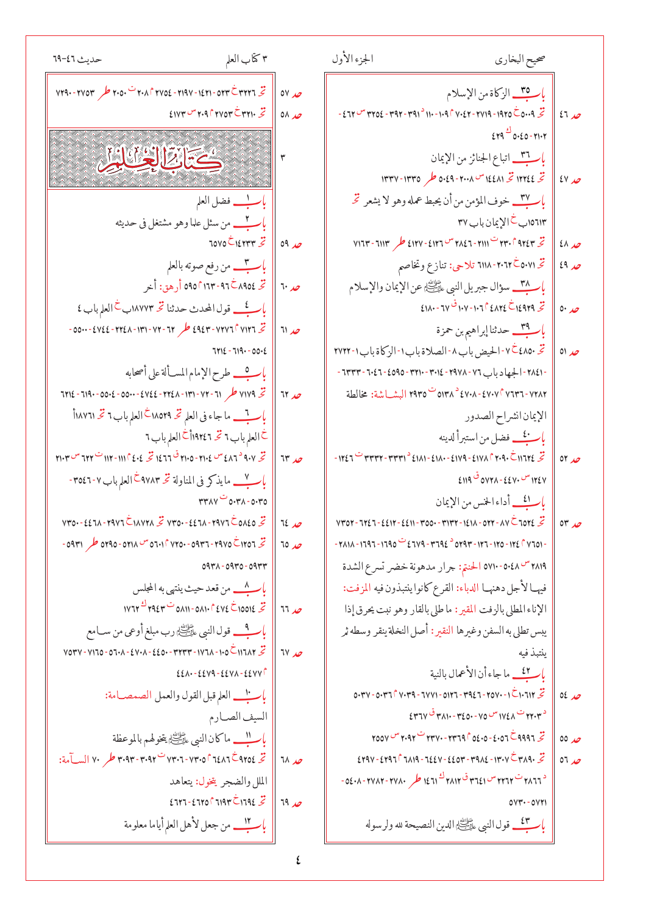باب ٣٥ الزكاة من الإسلام

حد ٤٦ | تح ٥٠٠٩ خ ١٩٢٥-٢٧١٩-٧٠٤٢ م ١٠٩-١١٠ د ٣٩١-٣٩٢-٣٧٥٤ س ٤٦٢- ٢١٠٢-٥٠٤٥ ك ٤٢٩

باب ٣٦ اتباع الجنائز من الإيمان

حد ٤٧ | تح ١٢٢٤٤ تح ١٤٤٨١ س ٢٠٠٨-٥٠٤٩ ط ١٣٣٥-١٣٣٧

باب ٣٧ خوف المؤمن من أن يحبط عمله وهو لا يشعر تح ١٥٦١٣ خ الإيمان باب ٣٧

حد ٤٨ | تح ٩٢٤٣ م ٢٣٠ ت ٢١١١-٢٨٤٦ س ٤١٢٦-٤١٢٧ ط ٣١١٣-٧١٦٣

حد ٤٩ | تح ٥٠٧١ خ ٢٠٢٢-٦١١٨ تلاحى: تنازع وتخاصم

باب ٣٨ سؤال جبريل النبي ﷺ عن الإيمان والإسلام

حد ٥٠ | تح ١٤٩٢٩ خ ٤٨٢٤ م ١٠٦-١٠٧ د ٦٧-٤١٨٠

باب ٣٩ حدثنا إبراهيم بن حمزة

حد ٥١ | تح ٤٨٥٠ خ ١-الحيض باب ٨-الصلاة باب ١-الزكاة باب ١-٢٧٢٢-٢٨٤١-الجهاد باب ٧٦-٢٩٧٨-٣٠١٤-٣٢١٠-٤٥٥٣-٦٠٤٦-٦٣٣٣-٧٢٨٢-٧٦٣٦ م ٤٧٠٧-٤٧٠٨ د ٥١٣٨ ت ٢٩٣٥ البشاشة: مخالطة الإيمان انشراح الصدور

باب ٤٠ فضل من استبرأ لدينه

حد ٥٢ | تح ١١٦٢٤ خ ٢٠٩٠ م ٤١٧٨-٤١٧٩-٤١٨٠-٤١٨١ د ٣٣٣١-٣٣٣٢ ت ١٢٤٦-١٢٤٧ س ٤٤٧٠-٥٧٢٨ ق ٤١١٩

باب ٤١ أداء الخمس من الإيمان

حد ٥٣ | تح ٦٥٢٤ خ ٨٧-٥٢٣-١٤١٨-٣١٣٢-٣٥٠٠-٤٤١١-٤٤١٢-٦٣٤٦-٧٣٥٢-٧٥٥١ م ١٢٤-١٢٥-١٢٦-٥٢٩٣ د ٣٦٩٤-٤٦٧٩ ت ١٦٩٥-١٦٩٦-٢٨١٨-٢٨١٩ س ٥٠٤٨-٥٧١٠ الحنتم: جرار مدهونة خضر تسرع الشدة فيها لأجل دهنها الدباء: القرع كانوا ينتبذون فيه المزفت: الإناء المطلي بالزفت المقير: ما طلي بالقار وهو نبت يحرق إذا يبس تطلى به السفن وغيرها النقير: أصل النخلة ينقر وسطه ثم ينتبذ فيه

باب ٤٢ ما جاء أن الأعمال بالنية

حد ٥٤ | تح ١٠٦١٢ خ ١-٢٥٧٠-٣٩٤٦-٥١٢٦-٦٧٧١-٧٠٣٩ م ٥٠٣٦-٥٠٣٧ د ٢٢٠٣ ت ١٧٤٨ س ٧٥-٣٤٥٠-٣٨١٠ ق ٤٣٦٧

حد ٥٥ | تح ٩٩٩٦ خ ٤٠٥٦-٥٠٤٥ م ٢٣٦٩-٢٣٧٠ ت ٢٠٩٢ س ٢٥٥٧

حد ٥٦ | تح ٣٨٩٠ خ ١٣٠٧-٣٩٨٤-٤٤٥٣-٦٤٤٧-٦٨١٩ م ٤٢٩٦-٤٢٩٧ د ٢٨٦٦ ت ٢١٦٢ س ٣٦٤١ ق ٢٨١٢ ك ١٤٦١ ط ٢٧٨٠-٢٧٨٢-٥٤٠٨-٥٧٢١-٥٧٣٠

باب ٤٣ قول النبي ﷺ الدين النصيحة لله ولرسوله

حد ٥٧ | تح ٣٢٢٦ خ ٥٢٣-١٤٢١-٢١٩٧-٢٧٥٤ م ٢٠٨ ت ٢٠٥٠ ط ٢٧٥٣-٢٧٩٠٠

حد ٥٨ | تح ٣٢١٠ خ ٢٧٥٣ م ٢٠٩ س ٤١٧٣

# ٣ كتاب العلم

باب ١ فضل العلم

باب ٢ من سئل علما وهو مشتغل في حديثه

حد ٥٩ | تح ١٤٢٣٣ خ ٦٥٥٦

باب ٣ من رفع صوته بالعلم

حد ٦٠ | تح ٨٩٥٤ خ ٩٦-١٦٣ م ٥٩٥ أرهق: أخر

باب ٤ قول المحدث حدثنا تح ١٨٧٧٣ ب خ العلم باب ٤

حد ٦١ | تح ٧١١٦ م ٧٧٧٦ ط ٤٩٤٣-٦٢-٧٢-١٣١-٢٢٤٨-٤٧٤٤-٥٥٠٠-٥٥٠٠٤-٦١٩٠-٦٢١٤

باب ٥ طرح الإمام المسألة على أصحابه

حد ٦٢ | تح ٧١٧٩ ط ٦١-٧٢-١٣١-٢٢٤٨-٤٧٤٤-٥٥٠٠-٥٥٠٠٤-٦١٩٠-٦٢١٤

باب ٦ ما جاء في العلم تح ١٨٥٢٩ خ العلم باب ٦ تح ١٨٧٦١ أ خ العلم باب ٦ تح ١٩٢٤٦ أ خ العلم باب ٦

حد ٦٣ | تح ٩٠٧ د ٤٨٦ س ٢١٠٤-٢١٠٥ ق ١٤٦٦ تح ٤٠٤ م ١١١-١١٢ ت ٦٢٢ س ٢١٠٣

باب ٧ ما يذكر في المناولة تح ٩٧٨٣ خ العلم باب ٧-٣٥٤٦-٥٠٣٥-٥٠٣٨ ت ٣٣٨٧

حد ٦٤ | تح ٥٨٤٥ خ ٢٩٧٦-٤٤٢٨-٧٣٥٠ تح ١٨٧٢٨ خ ٢٩٧٦-٤٤٢٨-٧٣٥٠

حد ٦٥ | تح ١٢٥٦ خ ٢٩٧٥-٥٨٣٦-٧٣٥٠ م ٥٦٠١ س ٥٢١٨-٥٢٩٥ ط ٥٩٣١-٥٩٣٣-٥٩٣٥-٥٩٣٨

باب ٨ من قعد حيث ينتهي به المجلس

حد ٦٦ | تح ١٥٥١٤ م ٥٨١٠-٥٨١١ ت ٢٩٤٣ ك ١٧٦٢

باب ٩ قول النبي ﷺ رب مبلغ أوعى من سامع

حد ٦٧ | تح ١١٦٨٢ خ ١٠٥-١٧٤١-٣١٩٧-٤٤٠٦-٤٦٦٢-٥٥٥٠-٧٠٧٨-٧٤٤٧ م ٤٤٧٧-٤٤٧٨-٤٤٧٩-٤٤٨٠

باب ١٠ العلم قبل القول والعمل الصمصامة: السيف الصارم

باب ١١ ما كان النبي ﷺ يتخولهم بالموعظة

حد ٦٨ | تح ٩٢٥٤ خ ٦٤٨٦ م ٧٣٠٥-٧٣٠٦ ت ٣٠٩٢-٣٠٩٣ ط ٧٠ السآمة: الملل والضجر يتخول: يتعاهد

حد ٦٩ | تح ١٦٩٤ خ ٦١٢٥ م ٤٥٢٥-٤٦٢٦

باب ١٢ من جعل لأهل العلم أياما معلومة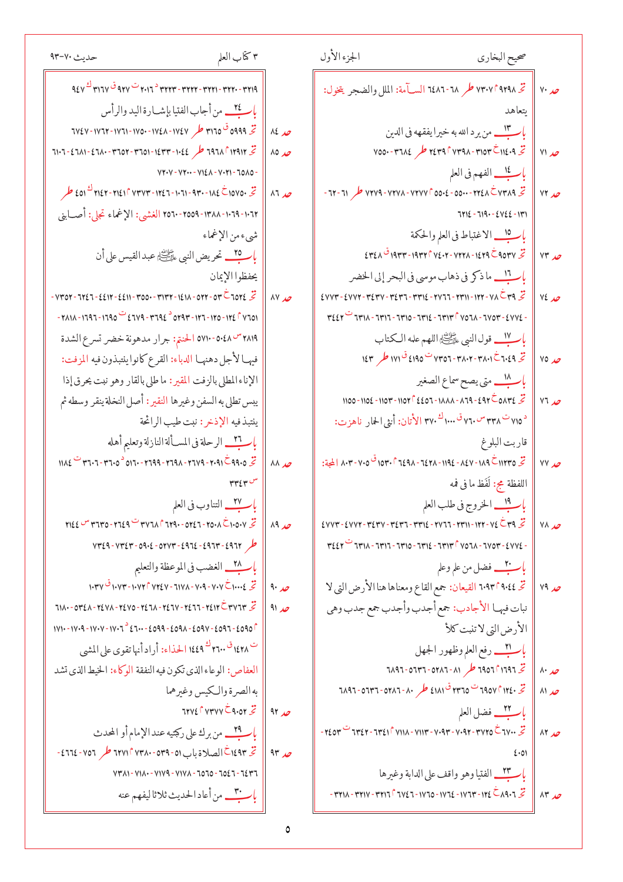حد ٧٠ تحـ ٩٢٩٨ م ٧٣٠٧ طـ ٦٨-٦٤٨٦ السـآمة: الملل والضجر يخول: يتعاهد

بـاب ١٣ من يرد الله به خيرا يفقهه في الدين

حد ٧١ تحـ ١١٤٠٩ خـ ٣١٥٣-٧٣٩٨ م ٢٤٣٩ طـ ٣٦٨٤-٧٥٥٠

بـاب ١٤ الفهم في العلم

حد ٧٢ تحـ ٧٣٨٩ خـ ٢٢٤٨-٥٥٠٠-٥٥٠٤ م ٧٢٧٧-٧٢٧٨-٧٢٧٩ طـ ٦١-٦٢-١٣١-٤٧٤٤-٦١٩٠-٦٢١٤

بـاب ١٥ الاغتباط في العلم والحكمة

حد ٧٣ تحـ ٩٥٣٧ خـ ١٤٢٩-٧٢٢٨-٧٤٠٢ م ١٩٣٢-١٩٣٣ ق ٤٣٤٨

بـاب ١٦ ما ذكر في ذهاب موسى في البحر إلى الخضر

حد ٧٤ تحـ ٣٩ خـ ٧٨-١٢٢-٢٣١١-٢٧٦٦-٣٣١٤-٣٤٣٧-٣٤٣٧-٤٧٧٢-٤٧٧٣-٤٧٧٤-٦٧٥٣-٦٧٥٨ م ٦٣١٣-٦٣١٤-٦٣١٥-٦٣١٦-٦٣١٨ ت ٣٤٤٢

بـاب ١٧ قول النبي ﷺ اللهم علمه الكتاب

حد ٧٥ تحـ ٦٠٤٩ خـ ٣٨٠١-٣٨٠٢-٧٣٥٦ ت ٤١٩٥ ق ١٧١ طـ ١٤٣

بـاب ١٨ متى يصح سماع الصغير

حد ٧٦ تحـ ٥٨٣٤ خـ ٤٩٢-٨٦٩-١٨٨٨-٤٤٥٦ م ١١٥٢-١١٥٣-١١٥٤-١١٥٥ د ٧١٥ ت ٣٣٨ س ٧٦٠ ق ١٠٠٠ ك ٣٧٠ الأتان: أنثى الحمار ناهزت: قاربت البلوغ

حد ٧٧ تحـ ١١٢٣٥ خـ ١٨٩-٨٤٧-١١٩٤-٦٤٢٨-٦٤٩٨ م ١٥٣٠ ق ٧٠٥-٨٠٣ المجة: اللفظة مج: لَفَظ ما في فمه

بـاب ١٩ الخروج في طلب العلم

حد ٧٨ تحـ ٣٩ خـ ٧٤-١٢٢-٢٣١١-٢٧٦٦-٣٣١٤-٣٤٣٧-٣٤٣٧-٤٧٧٢-٤٧٧٣-٤٧٧٤-٦٧٥٣-٦٧٥٨ م ٦٣١٣-٦٣١٤-٦٣١٥-٦٣١٦-٦٣١٨ ت ٣٤٤٢

بـاب ٢٠ فضل من علم وعلم

حد ٧٩ تحـ ٩٠٤٤ م ٦٠٩٣ القيعان: جمع القاع ومعناها هنا الأرض التي لا نبات فيها الأجادب: جمع أجدب وأجدب جمع جدب وهي الأرض التي لا تنبت كلأ

بـاب ٢١ رفع العلم وظهور الجهل

حد ٨٠ تحـ ١٦٩١ م ٦٩٥٦ طـ ٨١-٥٢٨٦-٥٢٣١-٦٨٩١

حد ٨١ تحـ ١٢٤٠ م ٦٩٥٧ ت ٢٣٦٥ ق ٤١٨١ طـ ٨٠-٥٢٨٦-٥٢٣١-٦٨٩١

بـاب ٢٢ فضل العلم

حد ٨٢ تحـ ٦٧٠٠ خـ ٣٦٨١-٧٠٠٦-٧٠٠٧-٧٠٢٧-٧٠٣٢ م ٦٣٤١-٦٣٤٢ ت ٢٢٨٤-٢٢٨٤-٤٠٥١

بـاب ٢٣ الفتيا وهو واقف على الدابة وغيرها

حد ٨٣ تحـ ٨٩٠٦ خـ ١٢٤-١٧٣٦-١٧٣٧-١٧٣٨ م ٣١٥٦-٣١٥٧-٣١٥٨-٣١٥٩ د ٢٠١٤ ت ٩١٦ ق ٣٠٥١ ك ٣١٦٧ ٩٤٧

بـاب ٢٤ من أجاب الفتيا بإشارة اليد والرأس

حد ٨٤ تحـ ٥٩٩٩ ق ٣١٦٥ طـ ١٧٢٣-١٧٢١-١٧٢٢-١٧٣٤-١٧٣٥-٦٦٦٦

حد ٨٥ تحـ ١٣٩١٢ م ٦٩٦٨ طـ ١٠٤٤-١٤٣٣-٣٦٠١-٣٦٥٢-٤٦٨٠-٤٦٨١-٦١٠٦-٦٥٨٥-٧٠٢١-٧٠٦٨-٧٠٩٧

حد ٨٦ تحـ ١٥٧٥٠ خـ ١٨٤-٩٢٢-١٠٦١-١٢٤٦-٧٣٧٣ م ٢١٤١-٢١٤٢ ك ٤٥١ طـ ١٠٦٢-١٠٦٩-١٣٨٨-٢٥٠٩-٢٥٦٠ الغشي: الإغماء تجلي: أصابني شيء من الإغماء

بـاب ٢٥ تحريض النبي ﷺ عبد القيس على أن يحفظوا الإيمان

حد ٨٧ تحـ ٦٥٢٤ خـ ٥٣-٥٢٣-١٣٩٨-٣٠٩٥-٣٥١٠-٤٣٦٨-٤٣٦٩-٦١٧٦-٧٢٦٦-٧٥٥٦ م ١٢٤-١٢٥-١٢٦-١٢٧ د ٣٦٩٢-٤٦٧٧ ت ١٥٩٩-١٦٩٥-٢٦١١ س ٥٠٣١-٥٠٤٨-٥٠٤٩-٥٠٥١-٥٠٦٢-٥٠٦٣ ك ٢٨١٨-٢٨١٩ الحنتم: جرار مدهونة خضر تسرع الشدة فيها لأجل دهنها الدباء: القرع كانوا ينتبذون فيه المزفت: الإناء المطلي بالزفت المقير: ما طلي بالقار وهو نبت يحرق إذا يبس تطلى به السفن وغيرها النقير: أصل النخلة ينقر وسطه ثم ينتبذ فيه الإذخر: نبت طيب الرائحة

بـاب ٢٦ الرحلة في المسألة النازلة وتعليم أهله

حد ٨٨ تحـ ٩٩٠٥ خـ ٢٠٥٢-٢٦٤٠-٢٦٥٩-٢٦٦٠-٥١٠٤ د ٣٦٠٣ ت ١١٥١-١١٥٢ ق ٣٣٤٢ س

بـاب ٢٧ التناوب في العلم

حد ٨٩ تحـ ١٠٥٠٧ خـ ٢٤٦٨-٤٩١٣-٤٩١٤-٤٩١٥-٥١٩١-٥٢١٨-٧٢٦٣ م ٣٦٩٠ ت ٣٣١٨ س ٢١٤٤ طـ ٤٩١٣-٥٢١٨-٥٨٤٣-٧٢٦٣-٧٢٥٦

بـاب ٢٨ الغضب في الموعظة والتعليم

حد ٩٠ تحـ ١٠٠٠٤ خـ ٧٠٢-٧٠٤-٦١١٠-٧١٥٩ م ١٠٤٠ ق ٩٨٤

حد ٩١ تحـ ٣٧٦٣ خـ ٢٣٧٢-٢٤٢٧-٢٤٢٨-٢٤٢٩-٢٤٣٦-٢٤٣٨-٥٢٩٢ م ٤٤٩٨-٤٥٠٣-٤٥٠٤-٤٥٠٥-٤٥٠٦-٤٥٠٧-٤٥٠٨-٤٥٠٩ د ١٧٠٤-١٧٠٥-١٧٠٦-١٧٠٧-١٧٠٨ ت ١٣٧٢-١٣٧٣ ق ٢٥٠٤ ك ٥٨٠٨ الحذاء: أراد أنها تقوى على المشي العفاص: الوعاء الذي تكون فيه النفقة الوكاء: الخيط الذي تشد به الصرة والكيس وغيرها

حد ٩٢ تحـ ٩٠٥٢ خـ ٧٢٩١ م ٦١٠٨

بـاب ٢٩ من برك على ركبتيه عند الإمام أو المحدث

حد ٩٣ تحـ ١٤٩٣ خـ الصلاة باب ٥١-٥٣٩-٧٣٨٠ م ٦٢٧١ طـ ٧٥٦-٤٦٢١-٦٣٦٢-٦٤٨٦-٧٠٨٩-٧١٨٠-٧٢٩١-٧٢٩٤

بـاب ٣٠ من أعاد الحديث ثلاثا ليفهم عنه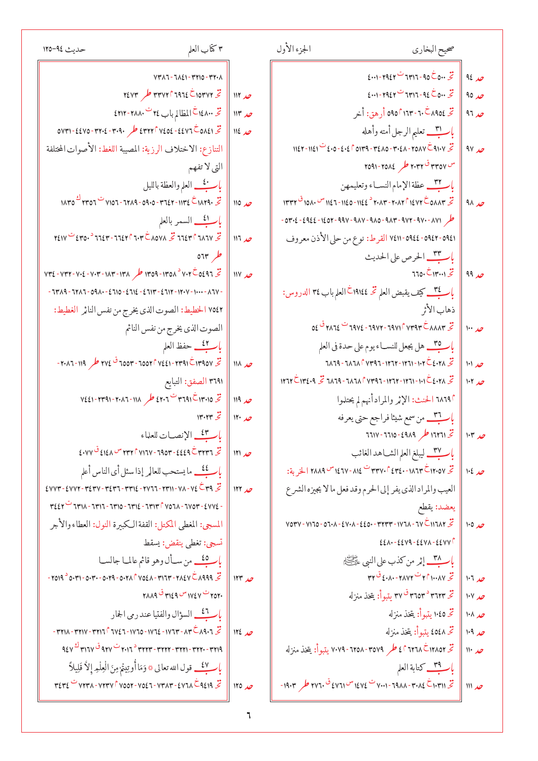حد ٩٤ تخ ٩٥ ٥٠٠ خ ٦٣١٦-٩٥ ت ٤٠٠١-٢٩٤٢

حد ٩٥ تخ ٩٤ ٥٠٠ خ ٦٣١٦-٩٤ ت ٤٠٠١-٢٩٤٢

حد ٩٦ تخ ٨٩٥٤ خ ٦٠-٦٣ ١ م ٥٩٠ أرهق: أخر

باب ٣١ تعليم الرجل أمته وأهله

حد ٩٧ تخ ٩١٠٧ خ ٢٥٨٧-٣٠٤٨-٣٤٨٥ م ٥١٣٩-٤٠٤-٤٠٥ ت ١١٤١-١١٤٢
س ٣٣٥٧ ق ٢٠٣٢ ط ٢٥٨٤-٢٥٩١

باب ٣٢ عظة الإمام النساء وتعليمهن

حد ٩٨ تخ ٥٨٨٣ خ ١٤٧٢ م ٢٠٨٢-٢٠٨٣ د ١١٤٤-١١٤٥-١١٤٦ س ١٥٨٠ ق ١٣٣٢
ط ٨٧١-٩٧٠-٩٧٢-٩٨٣-٩٨٥-٩٨٧-٩٩٧-١٤٥٢-٤٩٤٤-٥٣٠٤-
٥٩٤١-٥٩٤٢-٥٩٤٤ ٧٤١١ القرط: نوع من حلي الأذن معروف

باب ٣٣ الحرص على الحديث

حد ٩٩ تخ ١٣٠٠١ خ ٦٥٧٠

باب ٣٤ كيف يقبض العلم تخ ١٩١٤٤ خ العلم باب ٣٤ الدروس:
ذهاب الأثر

حد ١٠٠ تخ ٨٨٨٣ خ ٧٣٩٣ م ٦٩٧١-٦٩٧٢-٦٩٧٤ ت ٢٨٦٤ ق ٥٤

باب ٣٥ هل يجعل للنساء يوم على حدة في العلم

حد ١٠١ تخ ٤٠٢٨ خ ١٠٢-١٢٦١-١٢٦٢-٧٣٩٦ م ٦٨٦٨-٦٨٦٩

حد ١٠٢ تخ ٤٠٢٨ خ ١٠١-١٢٦١-١٢٦٢-٧٣٩٦ م ٦٨٦٨-٦٨٦٩ تخ ١٣٤٠٩ خ ١٢٦٢
م ٦٨٦٩ الحنث: الإثم والمراد أنهم لم يحتلموا

باب ٣٦ من سمع شيئا فراجع حتى يعرفه

حد ١٠٣ تخ ١٦٢٦١ ط ٤٩٤٩-٦٦١٥-٦٦١٧

باب ٣٧ ليبلغ العلم الشاهد الغائب

حد ١٠٤ تخ ١٢٠٥٧ خ ١٨٣٢-٤٢٩٥ م ٣٣٧٠ ت ٨١٤-١٤٦٧ س ٢٨٨٩ الخربة:
العيب والمراد الذي يفر إلى الحرم وقد فعل ما لا يجيزه الشرع
يعضد: يقطع

حد ١٠٥ تخ ١١٦٨٢ خ ٦٧-١٧٤١-٣٢٣٣-٤٤٠٥-٤٧٠٨-٥٥٦٠-٧٠٧٨-٧٤٤٧ م ٤٤٧٧-٤٤٧٨-٤٤٧٩-٤٤٨٠

باب ٣٨ إثم من كذب على النبي ﷺ

حد ١٠٦ تخ ١٠٠٨٧ م ٢ ت ٢٦٦٠ ق ٣١

حد ١٠٧ تخ ٣٦٢٣ د ٣٦٥١ ق ٣٦ يتبوأ: يتخذ منزله

حد ١٠٨ تخ ١٠٤٥ يتبوأ: يتخذ منزله

حد ١٠٩ تخ ٤٥٤٨ يتبوأ: يتخذ منزله

حد ١١٠ تخ ١٢٨٥٢ خ ٦١٩٧ م ٤ ط ٣٥٣٩-٦٢٥٨-٧٠٧٩ يتبوأ: يتخذ منزله

باب ٣٩ كتابة العلم

حد ١١١ تخ ١٠٣١١ خ ٣٠٤٧-٦٩٠٣-٦٩١٥ ت ١٤١٢ س ٤٧٣٤ ق ٢٦٥٨ ط ١٩٠٣-

٣٠٠٨-٣٢١٥-٦٨٤١-٧٣٨٦

حد ١١٢ تخ ١٥٣٨٧ خ ٦٨٨٠ م ٣٣٠٥ ط ٢٤٧٣

حد ١١٣ تخ ١٤٨٠٠ خ المظالم باب ٢٤ ت ٢٦٦٨-٤٢١٢

حد ١١٤ تخ ٥٨٤١ خ ٤٤٣١-٤٤٣٢ م ٤٢٣٢ ط ٣٠٩٠-٣٠٩١-٤٤٧٥-٥٧٣١
التنازع: الاختلاف الرزية: المصيبة اللغط: الأصوات المختلفة
التي لا تفهم

باب ٤٠ العلم والعظة بالليل

حد ١١٥ تخ ١٨٢٩٠ خ ١١٢٦-٣٥٩٩-٥٨٤٤-٦٢١٨-٧٠٦٩ ت ٢١٩٦ ك ١٨٣٥

باب ٤١ السمر بالعلم

حد ١١٦ تخ ٨٥٧٨ خ ٥٦٤ م ٦٤٢١ تخ ٦٤٢١-٦٤٢٣ د ٤٣٥٠ ت ٢٢٥١
ط ٥٦٤

حد ١١٧ تخ ٥٤٩٦ خ ١٣٨ د ١٣٥٨-١٣٥٩ ط ١٣٨-١٨٣-٦٩٨-٦٩٩-٧٢٦-٧٢٨-
٨٥٩-١١٩٨-٤٥٦٩-٤٥٧٠-٤٥٧١-٤٥٧٢-٥٩١٩-٦٢١٥-٧٤٥٢
٧٤٥٢ الخطيط: الصوت الذي يخرج من نفس النائم الغطيط:
الصوت الذي يخرج من نفس النائم

باب ٤٢ حفظ العلم

حد ١١٨ تخ ١٣٩٥٧ خ ٢٠٤٧ م ٦٣٩٧-٦٣٩٩ ق ٢٦٢ ط ١١٩-٢٠٤٧-٢٣٥٠-
٣٦٤٨ الصفق: التبايع

حد ١١٩ تخ ١٣٦٩١ ت ٣٨٣٥ ط ١١٨-٢٠٤٧-٢٣٥٠-٧٣٥٤

حد ١٢٠ تخ ١٣٠٢٣

باب ٤٣ الإنصات للعلماء

حد ١٢١ تخ ٣٢٣٦ خ ٤٤٠٥-٦٨٦٩-٧٠٨٠ م ٢٢٣ س ٤١٤٣ ق ٣٩٤٢

باب ٤٤ ما يستحب للعالم إذا سئل أي الناس أعلم

حد ١٢٢ تخ ٣٩ خ ٧٤-٧٨-٢٢٦٧-٢٧٢٨-٣٢٧٨-٣٤٠٠-٣٤٠١-٤٧٢٥-٤٧٢٦-٤٧٢٧-
٤٧٢٨-٦٦٧٢-٧٤٧٨ م ٦٣١٣-٦٣١٤-٦٣١٥-٦٣١٦-٦٣١٨ ت ٣١٤٩
المسجى: المغطى المكتل: القفة الكبيرة النول: العطاء والأجر
تسجى: تغطى ينقض: يسقط

باب ٤٥ من سأل وهو قائم عالما جالسا

حد ١٢٣ تخ ٨٩٩٩ خ ٢٨١٠-٣١٢٦-٧٤٥٨ م ٥٠٢٨-٥٠٢٩-٥٠٣٠-٥٠٣١ د ٢٥١٧-
٢٥١٨ ت ١٦٤٦ س ٣١٣٦ ق ٢٧٨٣

باب ٤٦ السؤال والفتيا عند رمي الجمار

حد ١٢٤ تخ ٨٩٠٦ خ ٨٣-١٧٣٦-١٧٣٧-١٧٣٨-٦٦٦٥ م ٣١٥٦-٣١٥٧-٣١٥٨-
٣١٥٩-٣١٦٠-٣١٦١-٣١٦٢ د ٢٠١٤ ت ٩١٦ ق ٣٠٥١ ك ٩٤٧

باب ٤٧ قول الله تعالى ﴿وَمَا أُوتِيتُم مِّنَ الْعِلْمِ إِلَّا قَلِيلًا﴾

حد ١٢٥ تخ ٩٤١٩ خ ٤٧٢١-٧٢٩٧-٧٤٥٦-٧٤٦٢ م ٧٢٣٧-٧٢٣٨ ت ٣١٤١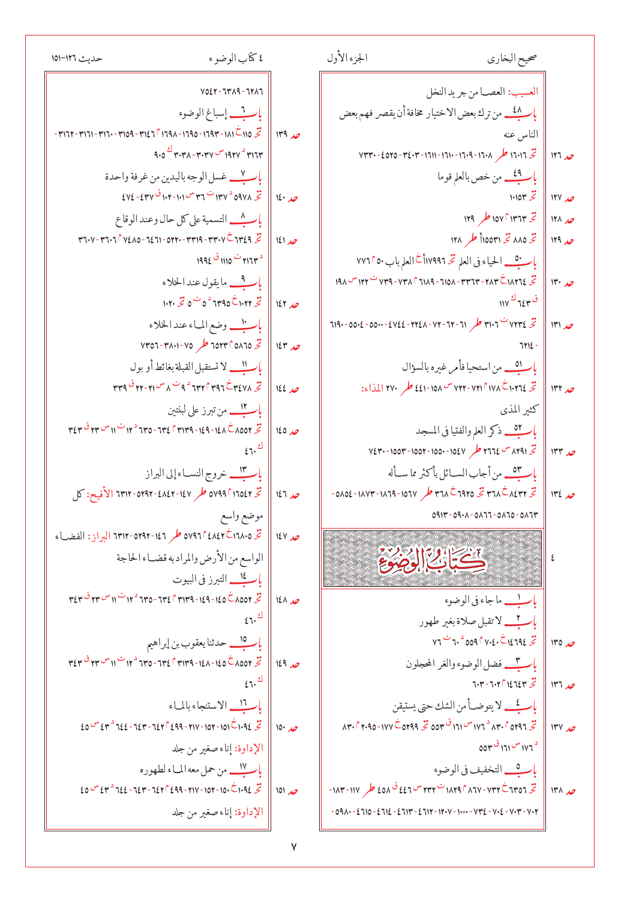العسيب: العصا من جريد النخل

باب ٤٨ من ترك بعض الاختيار مخافة أن يقصر فهم بعض الناس عنه

حـ ١٢٦ تحـ ١٦٠١٦ طـ ١٦٠٨-١٦٠٩-١٦١٠-١٦١١-٣٤٠٣-٤٥٢٥-٧٣٣٠

باب ٤٩ من خص بالعلم قوما

حـ ١٢٧ تحـ ١٠١٥٣

حـ ١٢٨ تحـ ١٣٦٣ م ١٥٧ طـ ١٢٩

حـ ١٢٩ تحـ ٨٨٥ تحـ ١١٥٥٣١ م طـ ١٢٨

باب ٥٠ الحياء في العلم تحـ ١٧٩٩٦ خ العلم باب ٥٠ م ٧٧٦

حـ ١٣٠ تحـ ١٨٢٦٤ خ ٢٨٣-٣٣٦٣-٦١٥٨-٦١٨٩ م ٧٣٨-٧٣٩ ت ١٢٢ س ١٩٨ ق ٦٤٣ ك ١١٧

حـ ١٣١ تحـ ٧٢٣٤ ت ٣١٠٦ طـ ٦١-٦٢-٧٢-٢٢٤٨-٤٧٤٤-٥٠٠٥-٥٥٠٤-٦١٩٠-٦١٢٤

باب ٥١ من استحيا فأمر غيره بالسؤال

حـ ١٣٢ تحـ ١٠٢٦٤ خ ١٧٨ م ٧٢١-٧٢٢ س ١٥٨-٤٤١ طـ ٢٧٠ المذاء: كثير المذى

باب ٥٢ ذكر العلم والفتيا في المسجد

حـ ١٣٣ تحـ ٨٢٩١ س ٢٦٦٤ طـ ١٥٤٢-١٥٢٢-١٥٢٨-١٥٢٧-٧٣٤٤

باب ٥٣ من أجاب السائل بأكثر مما سأله

حـ ١٣٤ تحـ ٨٤٣٢ خ ٣٦٨ تحـ ٦٩٢٥ خ ٣٦٨ طـ ١٥٦٧-١٨٣٩-١٨٣٨-٥٨٠٤-٥٨٥٤-٥٨٥٦-٥٨٥٧-٥٩٠٨-٥٩١٣

# ٤ كتاب الوضوء

باب ١ ما جاء في الوضوء

باب ٢ لا تقبل صلاة بغير طهور

حـ ١٣٥ تحـ ١٤٦٩٤ خ ٧٠٤٠ م ٥٥٩ د ٦٠ ت ٧٦

باب ٣ فضل الوضوء والغر المحجلون

حـ ١٣٦ تحـ ١٤٦٤٣ م ٦٠٢-٦٠٣

باب ٤ لا يتوضأ من الشك حتى يستيقن

حـ ١٣٧ تحـ ٥٢٩٦ م ٨٣٠ د ١٧٦ س ١٦١ ق ٥١٣ تحـ ٥٢٩٩ خ ١٧٧-٢٠٩٥ م ٨٣٠ د ١٧٦ س ١٦١ ق ٥١٣

باب ٥ التخفيف في الوضوء

حـ ١٣٨ تحـ ٦٣٥٦ خ ٧٣٢-٨٦٧ م ١٨٢٩ ت ٢٣٢ س ٤٤٦ ق ٤٥٨ طـ ١١٧-١٨٣-٧٠٢-٧٠٣-٧٠٤-٧٣٤-١٠٠٠-١٢٠٧-٤٦١٢-٤٦١٣-٤٦١٤-٤٦١٥-٥٩٨٠-٦٣٨٩-٦٣٨٦-٧٥٤٢

باب ٦ إسباغ الوضوء

حـ ١٣٩ تحـ ١١٥ خ ١٨١-١٦٩٣-١٦٩٥-١٦٩٨ م ٣١٤٦-٣١٥٩-٣١٦٠-٣١٦١-٣١٦٢-٣١٦٣ د ١٩٢٧ س ٣٠٣٧-٣٠٣٨ ك ٩٠٥

باب ٧ غسل الوجه باليدين من غرفة واحدة

حـ ١٤٠ تحـ ٥٩٧٨ د ١٣٧ ت ٣٦ س ١٠١-١٠٢ ق ٤٣٧-٤٧٤

باب ٨ التسمية على كل حال وعند الوقاع

حـ ١٤١ تحـ ٦٣٤٩ خ ٣٣٠٧-٣٣١٩-٥٢٢٠-٦٤٦١-٧٤٨٥ م ٣٦٠٦-٣٦٠٧ د ٢١٦٣ ت ١١١٠ ق ١٩٩٤

باب ٩ ما يقول عند الخلاء

حـ ١٤٢ تحـ ١٠٢٢ خ ٦٣٩٥ د ٥ ت ٥ تحـ ١٠٢٠

باب ١٠ وضع الماء عند الخلاء

حـ ١٤٣ تحـ ٥٨٦٥ م ٦٥٢٣ طـ ٧٥-٣٨٠١-٧٣٥٦

باب ١١ لا تستقبل القبلة بغائط أو بول

حـ ١٤٤ تحـ ٣٤٧٨ م ٦٣٢-٣٩٦ د ٩ ت ٨ س ٢١-٢٢ ق ٣٣٩

باب ١٢ من تبرز على لبنتين

حـ ١٤٥ تحـ ٨٥٥٢ خ ١٤٨-١٤٩-٣١٣٩ م ٦٣٤-٦٣٥ د ١٢ ت ١١ س ٢٣ ق ٣٤٣ ك ٤٦٠

باب ١٣ خروج النساء إلى البراز

حـ ١٤٦ تحـ ١٦٥٤٢ م ٥٧٩٩ طـ ١٤٧-٤٨٤٢-٥٢٩٢-٦٣١٢ الأفيح: كل موضع واسع

حـ ١٤٧ تحـ ١٦٨٠٥ خ ٤٨٤٢ م ٥٧٩٦ طـ ١٤٦-٥٢٩٢-٦٣١٢ البراز: الفضاء الواسع من الأرض والمراد به قضاء الحاجة

باب ١٤ التبرز في البيوت

حـ ١٤٨ تحـ ٨٥٥٢ خ ١٤٥-١٤٩-٣١٣٩ م ٦٣٤-٦٣٥ د ١٢ ت ١١ س ٢٣ ق ٣٤٣ ك ٤٦٠

باب ١٥ حدثنا يعقوب بن إبراهيم

حـ ١٤٩ تحـ ٨٥٥٢ خ ١٤٥-١٤٨-٣١٣٩ م ٦٣٤-٦٣٥ د ١٢ ت ١١ س ٢٣ ق ٣٤٣ ك ٤٦٠

باب ١٦ الاستنجاء بالماء

حـ ١٥٠ تحـ ١٠٩٤ خ ١٥١-١٥٢-٢١٧-٥٠٠ م ٦٤٢-٦٤٣-٦٤٤ د ٤٣ س ٤٥

الإداوة: إناء صغير من جلد

باب ١٧ من حمل معه الماء لطهوره

حـ ١٥١ تحـ ١٠٩٤ خ ١٥٠-١٥٢-٢١٧-٥٠٠ م ٦٤٢-٦٤٣-٦٤٤ د ٤٣ س ٤٥

الإداوة: إناء صغير من جلد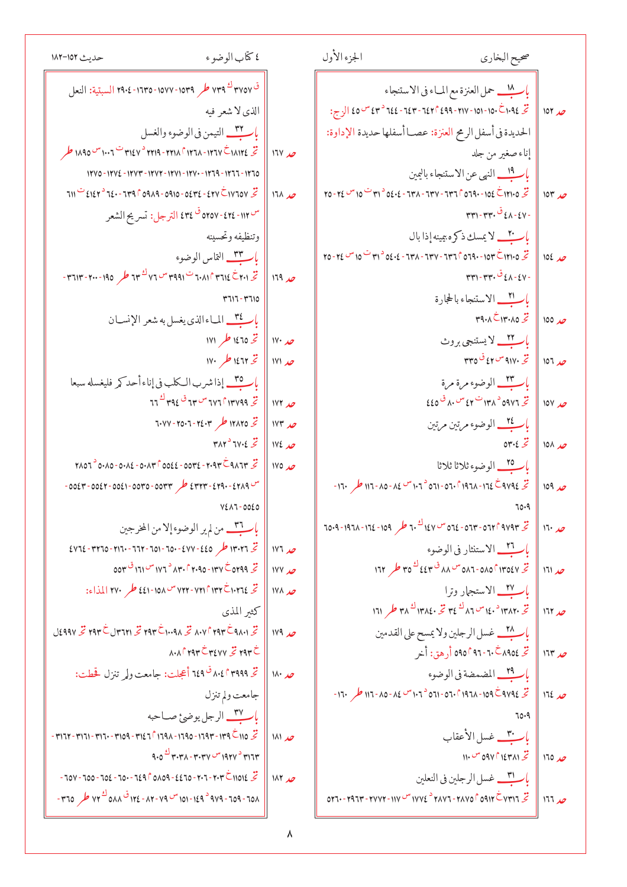باب ١٨ حمل العنزة مع الماء في الاستنجاء

حد ١٥٢ تح ١٠٩٤خ ١٥٠-١٥١-٢١٧-٤٩٩م ٦٤٢-٦٤٣-٦٤٤د ٤٣س ٤٥ الزج: الحديدة في أسفل الرمح العنزة: عصا أسفلها حديدة الإداوة: إناء صغير من جلد

باب ١٩ النهي عن الاستنجاء باليمين

حد ١٥٣ تح ١٢١٠٥خ ١٥٤-٥٦٩٠م ٦٣٦-٦٣٧-٦٣٨-٥٤٠٤د ٣١ت ١٥س ٢٤-٢٥-٤٧-٤٨ق ٣٣٠-٣٣١

باب ٢٠ لا يمسك ذكره بيمينه إذا بال

حد ١٥٤ تح ١٢١٠٥خ ١٥٣-٥٦٩٠م ٦٣٦-٦٣٧-٦٣٨-٥٤٠٤د ٣١ت ١٥س ٢٤-٢٥-٤٧-٤٨ق ٣٣٠-٣٣١

باب ٢١ الاستنجاء بالحجارة

حد ١٥٥ تح ١٣٠٨٥خ ٣٩٠٨

باب ٢٢ لا يستنجي بروث

حد ١٥٦ تح ٩١٧٠س ٤٢ق ٣٣٥

باب ٢٣ الوضوء مرة مرة

حد ١٥٧ تح ٥٩٧٦د ١٣٨ت ٤٢س ٨٠ق ٤٤٥

باب ٢٤ الوضوء مرتين مرتين

حد ١٥٨ تح ٥٣٠٤

باب ٢٥ الوضوء ثلاثا ثلاثا

حد ١٥٩ تح ٩٧٩٤خ ١٦٤-١٩٣٨م ٥٦٠-٥٦١د ١٠٦س ٨٤-٨٥-١١٦ط ١٦٠-٦٥٠٩

حد ١٦٠ تح ٩٧٩٣م ٥٦٢-٥٦٣-٥٦٤س ١٤٧ك ٦٠ط ١٠٩-١٦٤-١٩٣٨-٦٥٠٩

باب ٢٦ الاستنثار في الوضوء

حد ١٦١ تح ١٣٥٤٧م ٥٨٥-٥٨٦س ٨٨ق ٤٤٣ك ٣٥ط ١٦٢

باب ٢٧ الاستجمار وترا

حد ١٦٢ تح ١٣٨٢٠د ١٤٠س ٨٦ك ٣٤ تح ١٣٨٤٠ك ٣٨ط ١٦١

باب ٢٨ غسل الرجلين ولا يمسح على القدمين

حد ١٦٣ تح ٨٩٥٤خ ٦٠-٩٦م ٥٩٥ أرهق: أخر

باب ٢٩ المضمضة في الوضوء

حد ١٦٤ تح ٩٧٩٤خ ١٥٩-١٩٣٨م ٥٦٠-٥٦١د ١٠٦س ٨٤-٨٥-١١٦ط ١٦٠-٦٥٠٩

باب ٣٠ غسل الأعقاب

حد ١٦٥ تح ١٤٣٨١م ٥٩٧س ١١٠

باب ٣١ غسل الرجلين في النعلين

حد ١٦٦ تح ٧٣١٦خ ٥٩١٢م ٢٨٧٥-٢٨٧٦د ١٧٧٤س ١١٧-٢٧٧٢-٢٩٦٣-٥٢٦٠ق ٣٧٥٧ك ٧٣٩ط ١٥٣٩-١٥٧٧-١٦٣٥-٢٩٠٤ السبتية: النعل الذي لا شعر فيه

باب ٣٢ التيمن في الوضوء والغسل

حد ١٦٧ تح ١٨١١٤خ ١٢٦٧-١٢٦٨م ٢٢١٨-٢٢١٩د ٣١٤٧ت ١٠٠٦س ١٨٩٥ط ١٢٦٥-١٢٦٦-١٢٦٩-١٢٧٠-١٢٧١-١٢٧٢-١٢٧٣-١٢٧٤-١٢٧٥

حد ١٦٨ تح ١٧٦٥٧خ ٤٢٦-٥٣٨٠-٥٩١٥-٥٩٨٩م ٦٣٩-٦٤٠د ٤١٤٢ت ٦١١س ١١٢-٤٢٤-٥٢٥٧ق ٤٠١ التَّرجّل: تسريح الشعر وتنظيفه وتحسينه

باب ٣٣ التماس الوضوء

حد ١٦٩ تح ٢٠١خ ٣٥٧٢م ٦٠٨١ت ٣٦٣١س ٧٦ك ٦٣ط ١٩٥-٢٠٠-٣٥٧٣-٣٥٧٤-٣٥٧٥

باب ٣٤ الماء الذي يغسل به شعر الإنسان

حد ١٧٠ تح ١٤٦٥ط ١٧١

حد ١٧١ تح ١٤٦٢ط ١٧٠

باب ٣٥ إذا شرب الكلب في إناء أحدكم فليغسله سبعا

حد ١٧٢ تح ١٣٧٩٩م ٦٧٦س ٦٣ق ٣٩٤ك ٦٦

حد ١٧٣ تح ١٢٨٢٥ط ٢٤٠٣-٢٥٠٦-٦٠٧٧

حد ١٧٤ تح ٦٧٠٤د ٣٨٢

حد ١٧٥ تح ٩٨٦٣خ ٢٠٩٣-٥٥٣٤-٥٥٤٤م ٥٠٨٣-٥٠٨٤-٥٠٨٥د ٢٨٥٦س ٤٢٨٩-٤٢٩٠-٤٣٢٣ط ٥٥٣٣-٥٥٣٥-٥٥٤١-٥٥٤٢-٥٥٤٣-٥٥٤٥-٧٤٨٦

باب ٣٦ من لم ير الوضوء إلا من المخرجين

حد ١٧٦ تح ١٣٠٢٦ط ٤٤٥-٤٧٧-٦٥٠-٦٥١-٦٦٢-٢١١٠-٣٢٦٥-٤٧٦٤

حد ١٧٧ تح ٥٢٩٩خ ١٣٧-٢٠٩٥م ٨٣٠د ١٧٦س ١٦١ق ٥٥٣

حد ١٧٨ تح ١٠٢٦٤خ ١٣٢م ٧٢١-٧٢٢س ١٥٨-٤٤١ط ٢٧٠ المذاء: كثير المذي

حد ١٧٩ تح ٩٨٠١خ ٢٩٣م ٨٠٧ تح ١٠٠٩٨خ ٢٩٣ تح ٣٦٢١خ ٢٩٣ تح ٤٩٩٧خ ٢٩٣ تح ٣٤٧٧خ ٢٩٣م ٨٠٨

حد ١٨٠ تح ٣٩٩٩م ٨٠٤ق ٦٤٩ أعجلت: جامعت ولم تنزل قحطت: جامعت ولم تنزل

باب ٣٧ الرجل يوضئ صاحبه

حد ١٨١ تح ١١٥خ ١٣٩-١٦٩٣-١٦٩٥-١٦٩٨م ٣١٤٦-٣١٥٩-٣١٦٠-٣١٦١-٣١٦٢-٣١٦٣د ١٩٢٧س ٣٠٣٧-٣٠٣٨ك ٩٠٥

حد ١٨٢ تح ١١٥١٤خ ٢٠٣-٢٠٦-٤٤٢١-٥٨٥٩م ٦٤٩-٦٥٠-٦٥٤-٦٥٥-٦٥٦-٦٥٨-٦٥٩-٩٧٩د ١٤٩-١٥١س ٧٩-٨٢-١٢٤ق ٥٤٨ك ٧٢ط ٣٦٥